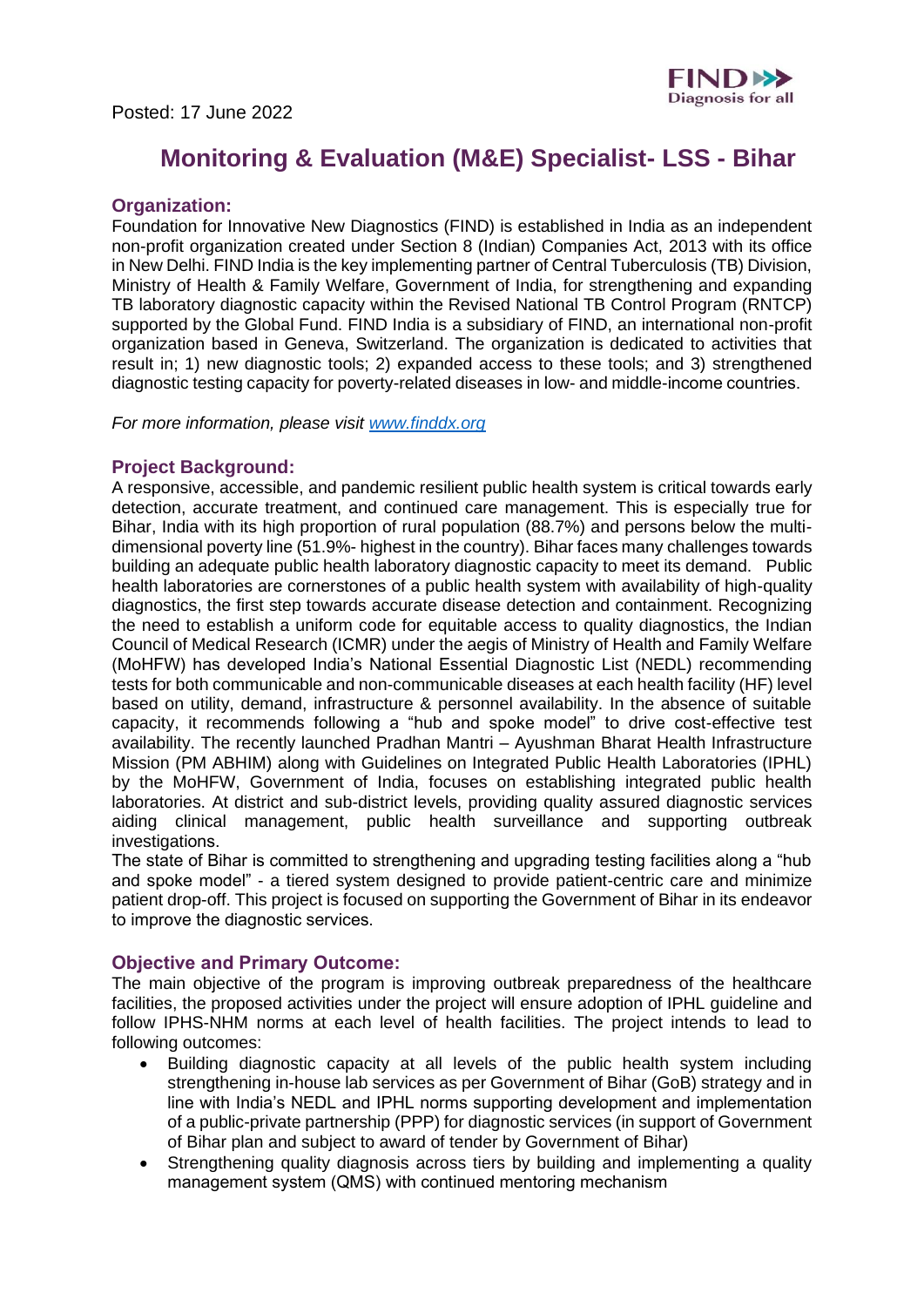Posted: 17 June 2022

# Monitoring & Evaluation (M&E) Specialist- LSS - Bihar

## Organization:

Foundation for Innovative New Diagnostics (FIND) is established in India as an independent non-profit organization created under Section 8 (Indian) Companies Act, 2013 with its office in New Delhi. FIND India is the key implementing partner of Central Tuberculosis (TB) Division, Ministry of Health & Family Welfare, Government of India, for strengthening and expanding TB laboratory diagnostic capacity within the Revised National TB Control Program (RNTCP) supported by the Global Fund. FIND India is a subsidiary of FIND, an international non-profit organization based in Geneva, Switzerland. The organization is dedicated to activities that result in; 1) new diagnostic tools; 2) expanded access to these tools; and 3) strengthened diagnostic testing capacity for poverty-related diseases in low- and middle-income countries.

*For more information, please visit [www.finddx.org](www.finddx.org)*

## Project Background:

A responsive, accessible, and pandemic resilient public health system is critical towards early detection, accurate treatment, and continued care management. This is especially true for Bihar, India with its high proportion of rural population (88.7%) and persons below the multi-dimensional poverty line (51.9%- highest in the country). Bihar faces many challenges towards building an adequate public health laboratory diagnostic capacity to meet its demand. Public health laboratories are cornerstones of a public health system with availability of high-quality diagnostics, the first step towards accurate disease detection and containment. Recognizing the need to establish a uniform code for equitable access to quality diagnostics, the Indian Council of Medical Research (ICMR) under the aegis of Ministry of Health and Family Welfare (MoHFW) has developed India's National Essential Diagnostic List (NEDL) recommending tests for both communicable and non-communicable diseases at each health facility (HF) level based on utility, demand, infrastructure & personnel availability. In the absence of suitable capacity, it recommends following a "hub and spoke model" to drive cost-effective test availability. The recently launched Pradhan Mantri – Ayushman Bharat Health Infrastructure Mission (PM ABHIM) along with Guidelines on Integrated Public Health Laboratories (IPHL) by the MoHFW, Government of India, focuses on establishing integrated public health laboratories. At district and sub-district levels, providing quality assured diagnostic services aiding clinical management, public health surveillance and supporting outbreak investigations.

The state of Bihar is committed to strengthening and upgrading testing facilities along a "hub and spoke model" - a tiered system designed to provide patient-centric care and minimize patient drop-off. This project is focused on supporting the Government of Bihar in its endeavor to improve the diagnostic services.

## Objective and Primary Outcome:

The main objective of the program is improving outbreak preparedness of the healthcare facilities, the proposed activities under the project will ensure adoption of IPHL guideline and follow IPHS-NHM norms at each level of health facilities. The project intends to lead to following outcomes:

- Building diagnostic capacity at all levels of the public health system including strengthening in-house lab services as per Government of Bihar (GoB) strategy and in line with India's NEDL and IPHL norms supporting development and implementation of a public-private partnership (PPP) for diagnostic services (in support of Government of Bihar plan and subject to award of tender by Government of Bihar)
- Strengthening quality diagnosis across tiers by building and implementing a quality management system (QMS) with continued mentoring mechanism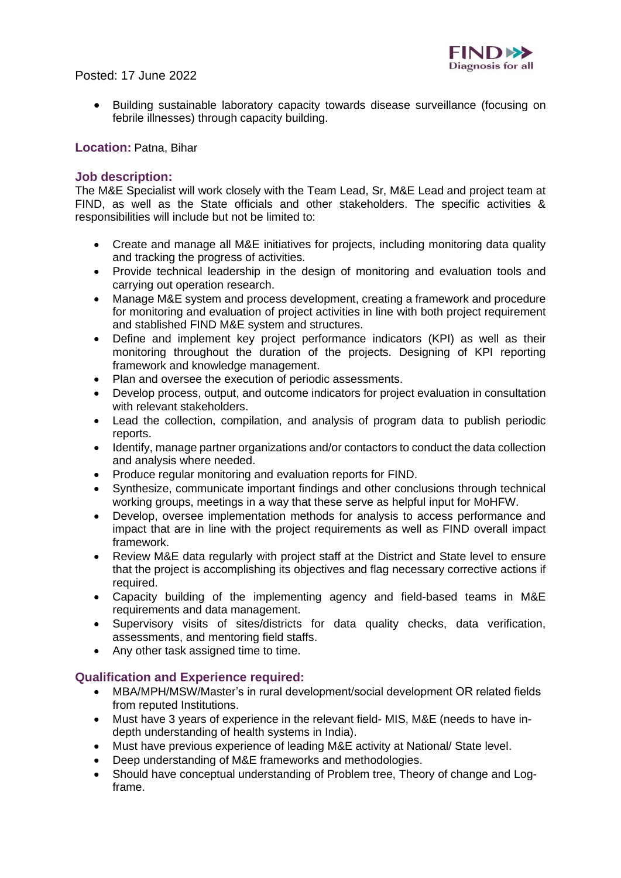Posted: 17 June 2022

- Building sustainable laboratory capacity towards disease surveillance (focusing on febrile illnesses) through capacity building.

**Location:** Patna, Bihar

## Job description:

The M&E Specialist will work closely with the Team Lead, Sr, M&E Lead and project team at FIND, as well as the State officials and other stakeholders. The specific activities & responsibilities will include but not be limited to:

- Create and manage all M&E initiatives for projects, including monitoring data quality and tracking the progress of activities.
- Provide technical leadership in the design of monitoring and evaluation tools and carrying out operation research.
- Manage M&E system and process development, creating a framework and procedure for monitoring and evaluation of project activities in line with both project requirement and stablished FIND M&E system and structures.
- Define and implement key project performance indicators (KPI) as well as their monitoring throughout the duration of the projects. Designing of KPI reporting framework and knowledge management.
- Plan and oversee the execution of periodic assessments.
- Develop process, output, and outcome indicators for project evaluation in consultation with relevant stakeholders.
- Lead the collection, compilation, and analysis of program data to publish periodic reports.
- Identify, manage partner organizations and/or contactors to conduct the data collection and analysis where needed.
- Produce regular monitoring and evaluation reports for FIND.
- Synthesize, communicate important findings and other conclusions through technical working groups, meetings in a way that these serve as helpful input for MoHFW.
- Develop, oversee implementation methods for analysis to access performance and impact that are in line with the project requirements as well as FIND overall impact framework.
- Review M&E data regularly with project staff at the District and State level to ensure that the project is accomplishing its objectives and flag necessary corrective actions if required.
- Capacity building of the implementing agency and field-based teams in M&E requirements and data management.
- Supervisory visits of sites/districts for data quality checks, data verification, assessments, and mentoring field staffs.
- Any other task assigned time to time.

## Qualification and Experience required:

- MBA/MPH/MSW/Master's in rural development/social development OR related fields from reputed Institutions.
- Must have 3 years of experience in the relevant field- MIS, M&E (needs to have in-depth understanding of health systems in India).
- Must have previous experience of leading M&E activity at National/ State level.
- Deep understanding of M&E frameworks and methodologies.
- Should have conceptual understanding of Problem tree, Theory of change and Log-frame.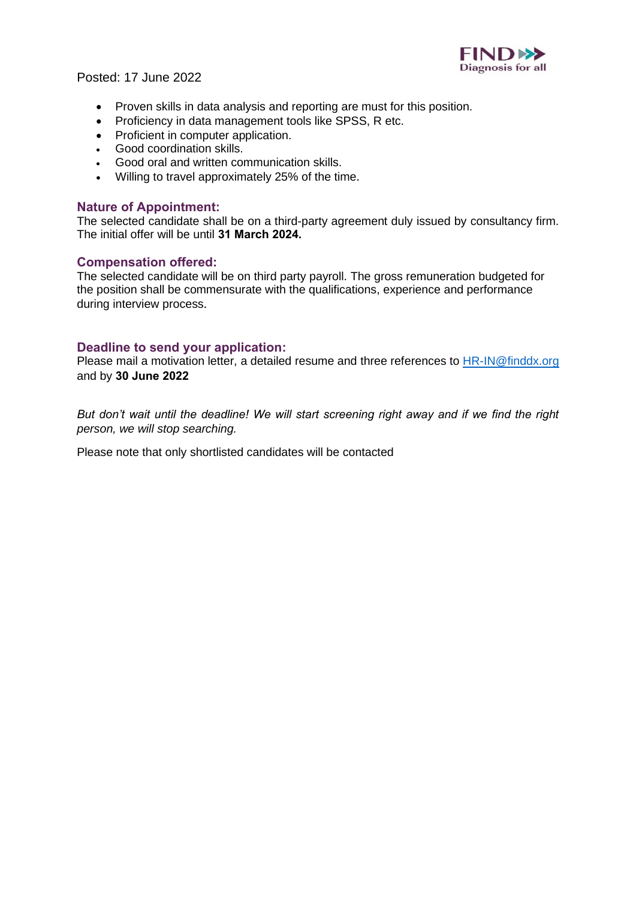Posted: 17 June 2022

- Proven skills in data analysis and reporting are must for this position.
- Proficiency in data management tools like SPSS, R etc.
- Proficient in computer application.
- Good coordination skills.
- Good oral and written communication skills.
- Willing to travel approximately 25% of the time.

## Nature of Appointment:

The selected candidate shall be on a third-party agreement duly issued by consultancy firm. The initial offer will be until **31 March 2024.**

## Compensation offered:

The selected candidate will be on third party payroll. The gross remuneration budgeted for the position shall be commensurate with the qualifications, experience and performance during interview process.

## Deadline to send your application:

Please mail a motivation letter, a detailed resume and three references to HR-IN@finddx.org and by **30 June 2022**

*But don't wait until the deadline! We will start screening right away and if we find the right person, we will stop searching.*

Please note that only shortlisted candidates will be contacted